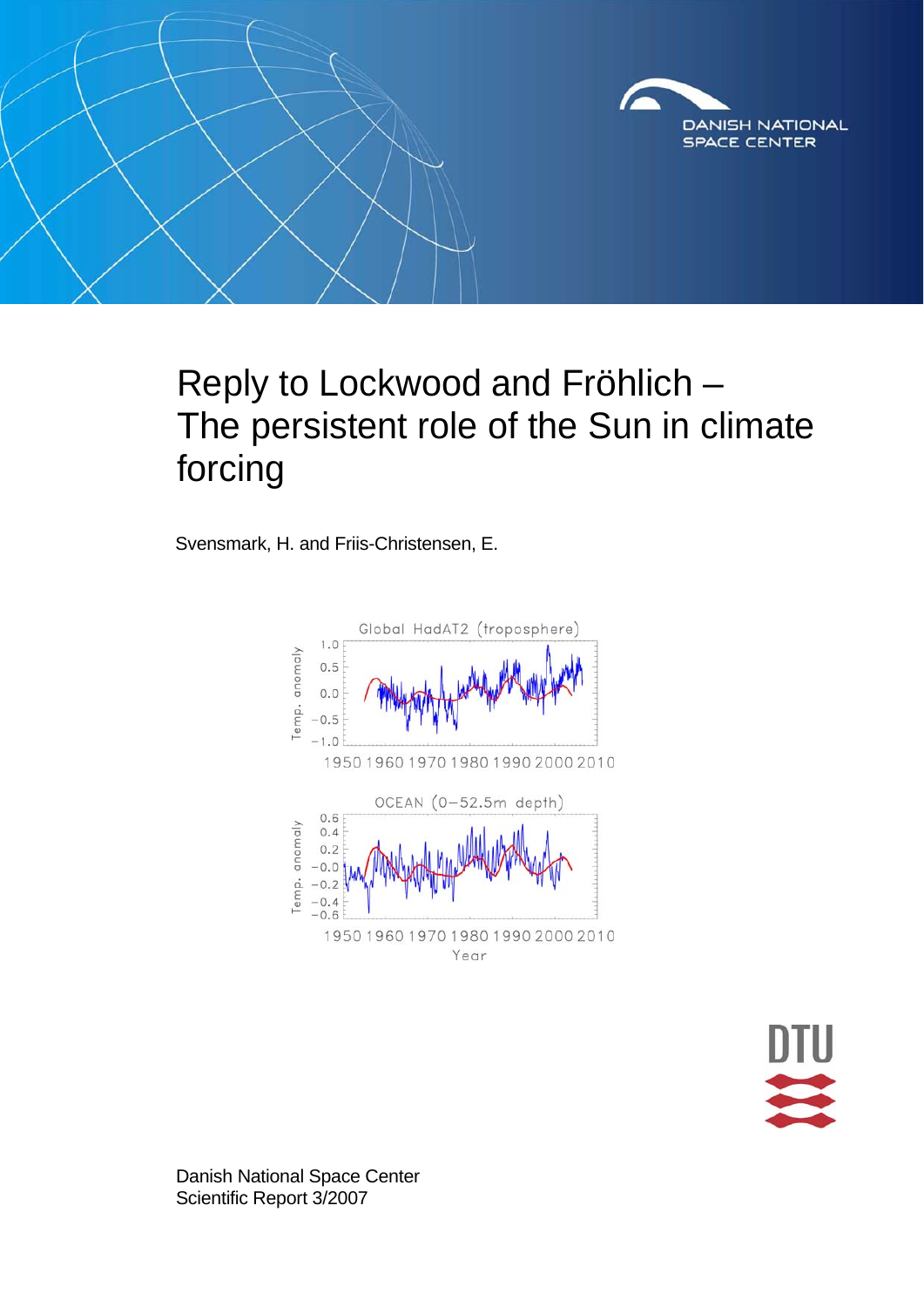DANISH NATIONAL SPACE CENTER

# Reply to Lockwood and Fröhlich – The persistent role of the Sun in climate forcing

Svensmark, H. and Friis-Christensen, E.

Danish National Space Center
Scientific Report 3/2007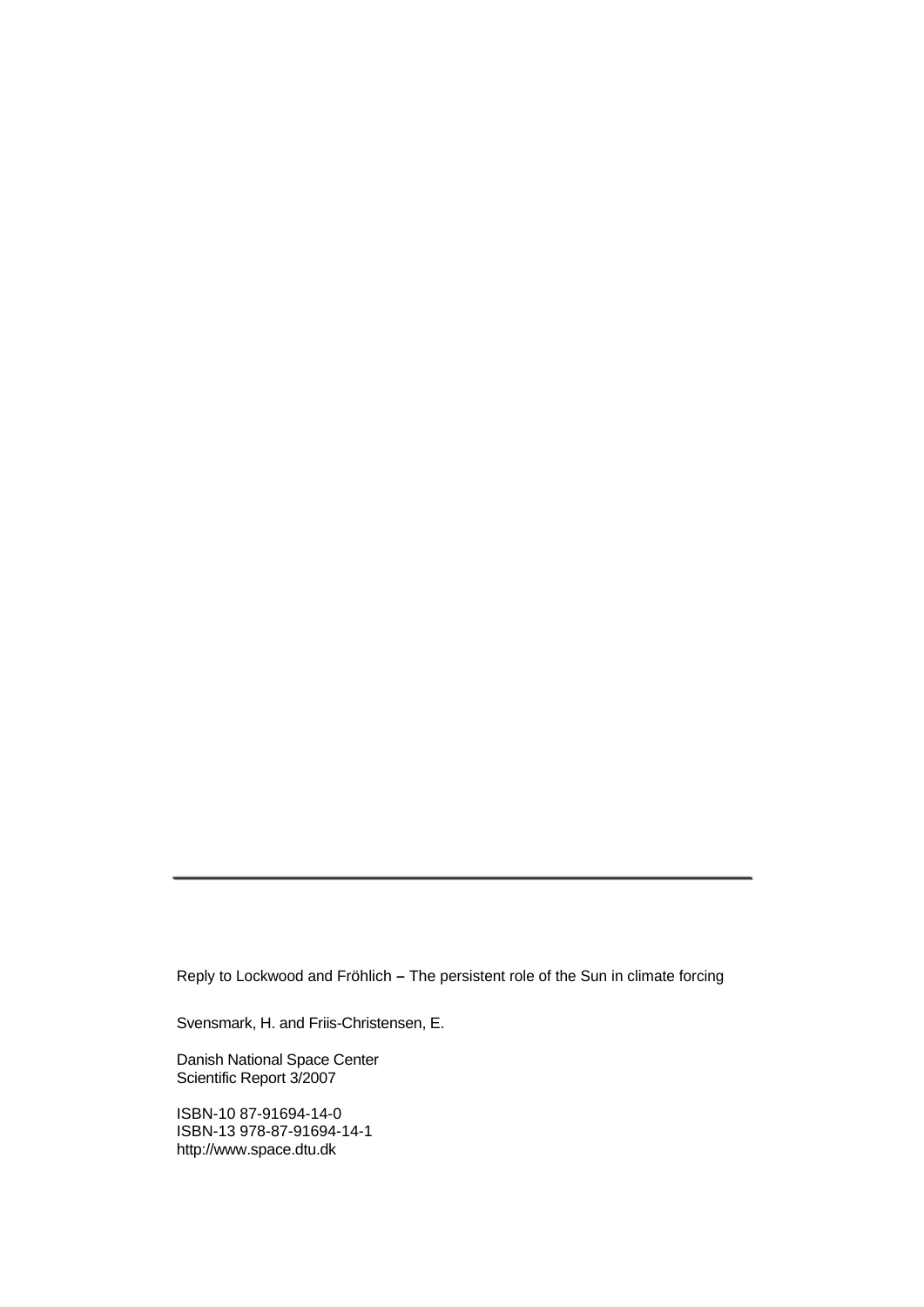---

Reply to Lockwood and Fröhlich – The persistent role of the Sun in climate forcing

Svensmark, H. and Friis-Christensen, E.

Danish National Space Center
Scientific Report 3/2007

ISBN-10 87-91694-14-0
ISBN-13 978-87-91694-14-1
http://www.space.dtu.dk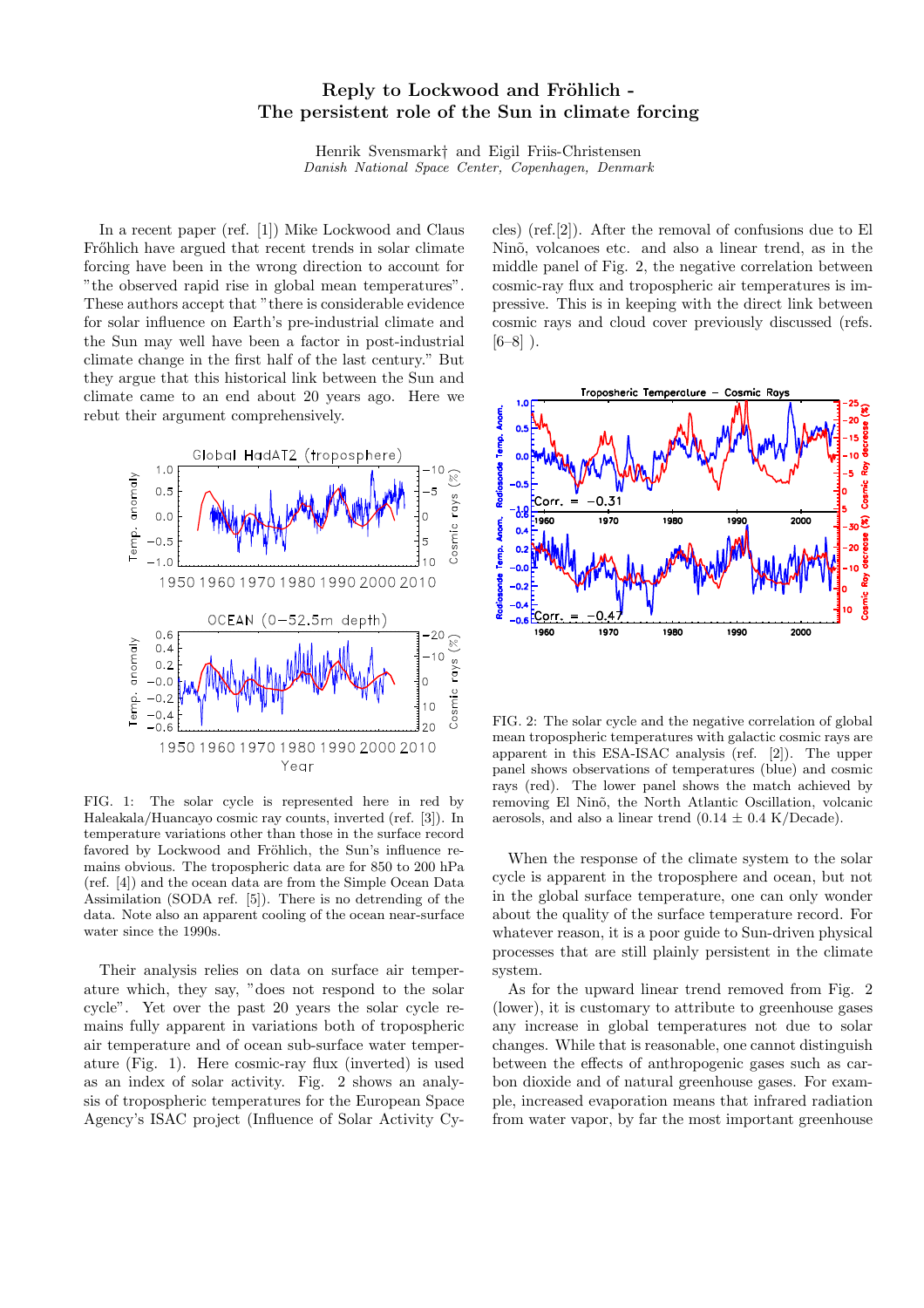# Reply to Lockwood and Fröhlich - The persistent role of the Sun in climate forcing

Henrik Svensmark† and Eigil Friis-Christensen
*Danish National Space Center, Copenhagen, Denmark*

In a recent paper (ref. [1]) Mike Lockwood and Claus Fröhlich have argued that recent trends in solar climate forcing have been in the wrong direction to account for "the observed rapid rise in global mean temperatures". These authors accept that "there is considerable evidence for solar influence on Earth's pre-industrial climate and the Sun may well have been a factor in post-industrial climate change in the first half of the last century." But they argue that this historical link between the Sun and climate came to an end about 20 years ago. Here we rebut their argument comprehensively.

FIG. 1: The solar cycle is represented here in red by Haleakala/Huancayo cosmic ray counts, inverted (ref. [3]). In temperature variations other than those in the surface record favored by Lockwood and Fröhlich, the Sun's influence remains obvious. The tropospheric data are for 850 to 200 hPa (ref. [4]) and the ocean data are from the Simple Ocean Data Assimilation (SODA ref. [5]). There is no detrending of the data. Note also an apparent cooling of the ocean near-surface water since the 1990s.

Their analysis relies on data on surface air temperature which, they say, "does not respond to the solar cycle". Yet over the past 20 years the solar cycle remains fully apparent in variations both of tropospheric air temperature and of ocean sub-surface water temperature (Fig. 1). Here cosmic-ray flux (inverted) is used as an index of solar activity. Fig. 2 shows an analysis of tropospheric temperatures for the European Space Agency's ISAC project (Influence of Solar Activity Cycles) (ref.[2]). After the removal of confusions due to El Ninõ, volcanoes etc. and also a linear trend, as in the middle panel of Fig. 2, the negative correlation between cosmic-ray flux and tropospheric air temperatures is impressive. This is in keeping with the direct link between cosmic rays and cloud cover previously discussed (refs. [6–8] ).

FIG. 2: The solar cycle and the negative correlation of global mean tropospheric temperatures with galactic cosmic rays are apparent in this ESA-ISAC analysis (ref. [2]). The upper panel shows observations of temperatures (blue) and cosmic rays (red). The lower panel shows the match achieved by removing El Ninõ, the North Atlantic Oscillation, volcanic aerosols, and also a linear trend (0.14 ± 0.4 K/Decade).

When the response of the climate system to the solar cycle is apparent in the troposphere and ocean, but not in the global surface temperature, one can only wonder about the quality of the surface temperature record. For whatever reason, it is a poor guide to Sun-driven physical processes that are still plainly persistent in the climate system.

As for the upward linear trend removed from Fig. 2 (lower), it is customary to attribute to greenhouse gases any increase in global temperatures not due to solar changes. While that is reasonable, one cannot distinguish between the effects of anthropogenic gases such as carbon dioxide and of natural greenhouse gases. For example, increased evaporation means that infrared radiation from water vapor, by far the most important greenhouse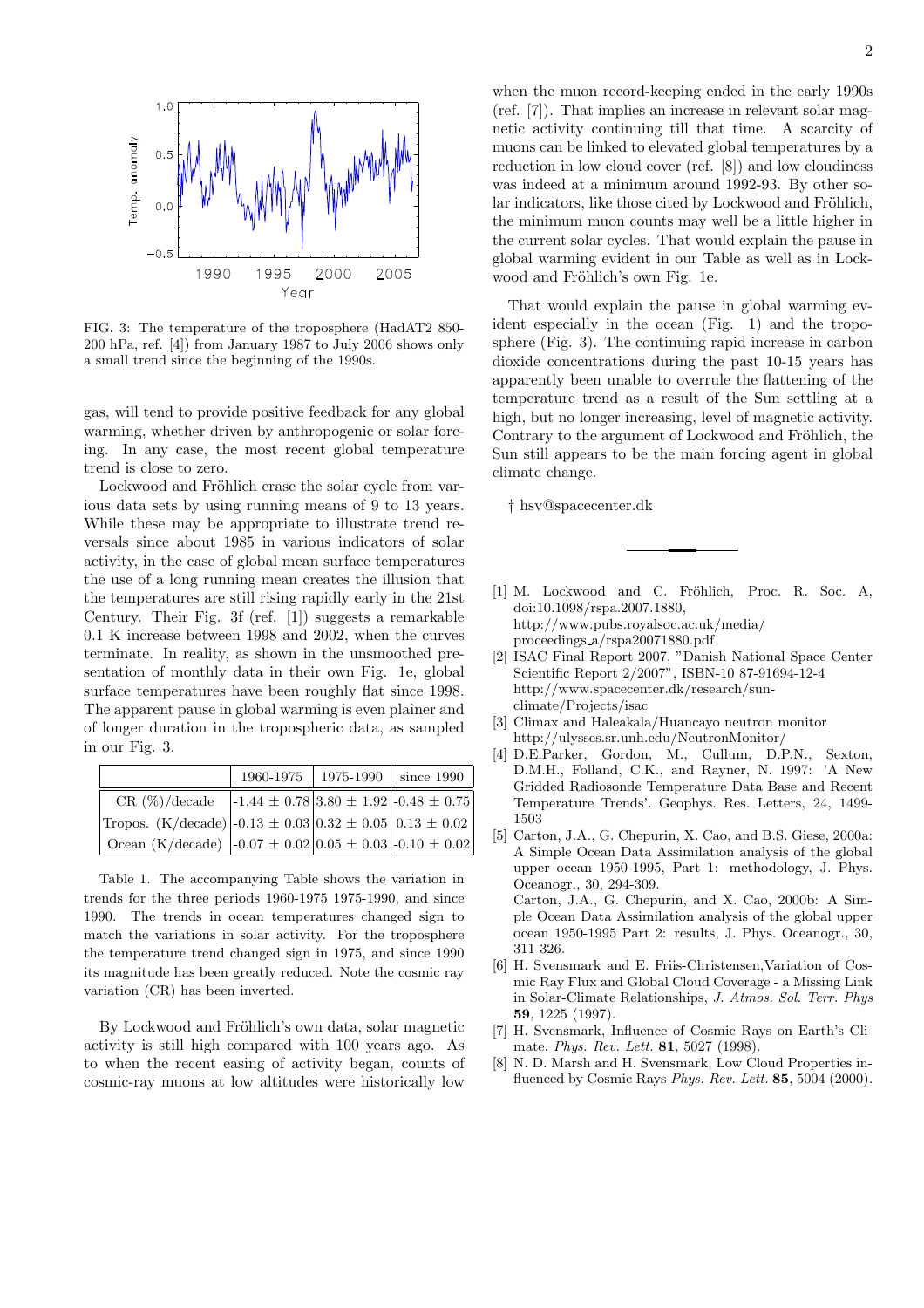FIG. 3: The temperature of the troposphere (HadAT2 850-200 hPa, ref. [4]) from January 1987 to July 2006 shows only a small trend since the beginning of the 1990s.

gas, will tend to provide positive feedback for any global warming, whether driven by anthropogenic or solar forcing. In any case, the most recent global temperature trend is close to zero.

Lockwood and Fröhlich erase the solar cycle from various data sets by using running means of 9 to 13 years. While these may be appropriate to illustrate trend reversals since about 1985 in various indicators of solar activity, in the case of global mean surface temperatures the use of a long running mean creates the illusion that the temperatures are still rising rapidly early in the 21st Century. Their Fig. 3f (ref. [1]) suggests a remarkable 0.1 K increase between 1998 and 2002, when the curves terminate. In reality, as shown in the unsmoothed presentation of monthly data in their own Fig. 1e, global surface temperatures have been roughly flat since 1998. The apparent pause in global warming is even plainer and of longer duration in the tropospheric data, as sampled in our Fig. 3.

| | 1960-1975 | 1975-1990 | since 1990 |
|---|---|---|---|
| CR (%)/decade | -1.44 ± 0.78 | 3.80 ± 1.92 | -0.48 ± 0.75 |
| Tropos. (K/decade) | -0.13 ± 0.03 | 0.32 ± 0.05 | 0.13 ± 0.02 |
| Ocean (K/decade) | -0.07 ± 0.02 | 0.05 ± 0.03 | -0.10 ± 0.02 |

Table 1. The accompanying Table shows the variation in trends for the three periods 1960-1975 1975-1990, and since 1990. The trends in ocean temperatures changed sign to match the variations in solar activity. For the troposphere the temperature trend changed sign in 1975, and since 1990 its magnitude has been greatly reduced. Note the cosmic ray variation (CR) has been inverted.

By Lockwood and Fröhlich's own data, solar magnetic activity is still high compared with 100 years ago. As to when the recent easing of activity began, counts of cosmic-ray muons at low altitudes were historically low when the muon record-keeping ended in the early 1990s (ref. [7]). That implies an increase in relevant solar magnetic activity continuing till that time. A scarcity of muons can be linked to elevated global temperatures by a reduction in low cloud cover (ref. [8]) and low cloudiness was indeed at a minimum around 1992-93. By other solar indicators, like those cited by Lockwood and Fröhlich, the minimum muon counts may well be a little higher in the current solar cycles. That would explain the pause in global warming evident in our Table as well as in Lockwood and Fröhlich's own Fig. 1e.

That would explain the pause in global warming evident especially in the ocean (Fig. 1) and the troposphere (Fig. 3). The continuing rapid increase in carbon dioxide concentrations during the past 10-15 years has apparently been unable to overrule the flattening of the temperature trend as a result of the Sun settling at a high, but no longer increasing, level of magnetic activity. Contrary to the argument of Lockwood and Fröhlich, the Sun still appears to be the main forcing agent in global climate change.

† hsv@spacecenter.dk

---

[1] M. Lockwood and C. Fröhlich, Proc. R. Soc. A, doi:10.1098/rspa.2007.1880, http://www.pubs.royalsoc.ac.uk/media/proceedings_a/rspa20071880.pdf

[2] ISAC Final Report 2007, "Danish National Space Center Scientific Report 2/2007", ISBN-10 87-91694-12-4 http://www.spacecenter.dk/research/sun-climate/Projects/isac

[3] Climax and Haleakala/Huancayo neutron monitor http://ulysses.sr.unh.edu/NeutronMonitor/

[4] D.E.Parker, Gordon, M., Cullum, D.P.N., Sexton, D.M.H., Folland, C.K., and Rayner, N. 1997: 'A New Gridded Radiosonde Temperature Data Base and Recent Temperature Trends'. Geophys. Res. Letters, 24, 1499-1503

[5] Carton, J.A., G. Chepurin, X. Cao, and B.S. Giese, 2000a: A Simple Ocean Data Assimilation analysis of the global upper ocean 1950-1995, Part 1: methodology, J. Phys. Oceanogr., 30, 294-309.
Carton, J.A., G. Chepurin, and X. Cao, 2000b: A Simple Ocean Data Assimilation analysis of the global upper ocean 1950-1995 Part 2: results, J. Phys. Oceanogr., 30, 311-326.

[6] H. Svensmark and E. Friis-Christensen, Variation of Cosmic Ray Flux and Global Cloud Coverage - a Missing Link in Solar-Climate Relationships, *J. Atmos. Sol. Terr. Phys* **59**, 1225 (1997).

[7] H. Svensmark, Influence of Cosmic Rays on Earth's Climate, *Phys. Rev. Lett.* **81**, 5027 (1998).

[8] N. D. Marsh and H. Svensmark, Low Cloud Properties influenced by Cosmic Rays *Phys. Rev. Lett.* **85**, 5004 (2000).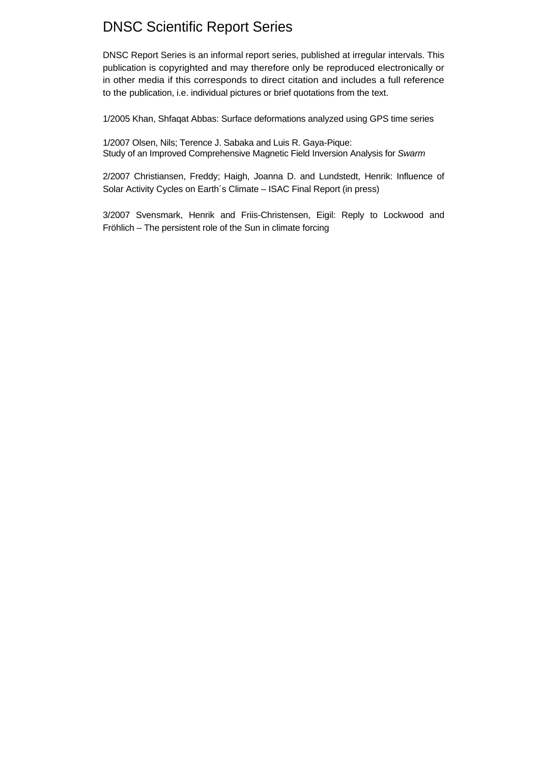# DNSC Scientific Report Series

DNSC Report Series is an informal report series, published at irregular intervals. This publication is copyrighted and may therefore only be reproduced electronically or in other media if this corresponds to direct citation and includes a full reference to the publication, i.e. individual pictures or brief quotations from the text.

1/2005 Khan, Shfaqat Abbas: Surface deformations analyzed using GPS time series

1/2007 Olsen, Nils; Terence J. Sabaka and Luis R. Gaya-Pique:
Study of an Improved Comprehensive Magnetic Field Inversion Analysis for *Swarm*

2/2007 Christiansen, Freddy; Haigh, Joanna D. and Lundstedt, Henrik: Influence of Solar Activity Cycles on Earth´s Climate – ISAC Final Report (in press)

3/2007 Svensmark, Henrik and Friis-Christensen, Eigil: Reply to Lockwood and Fröhlich – The persistent role of the Sun in climate forcing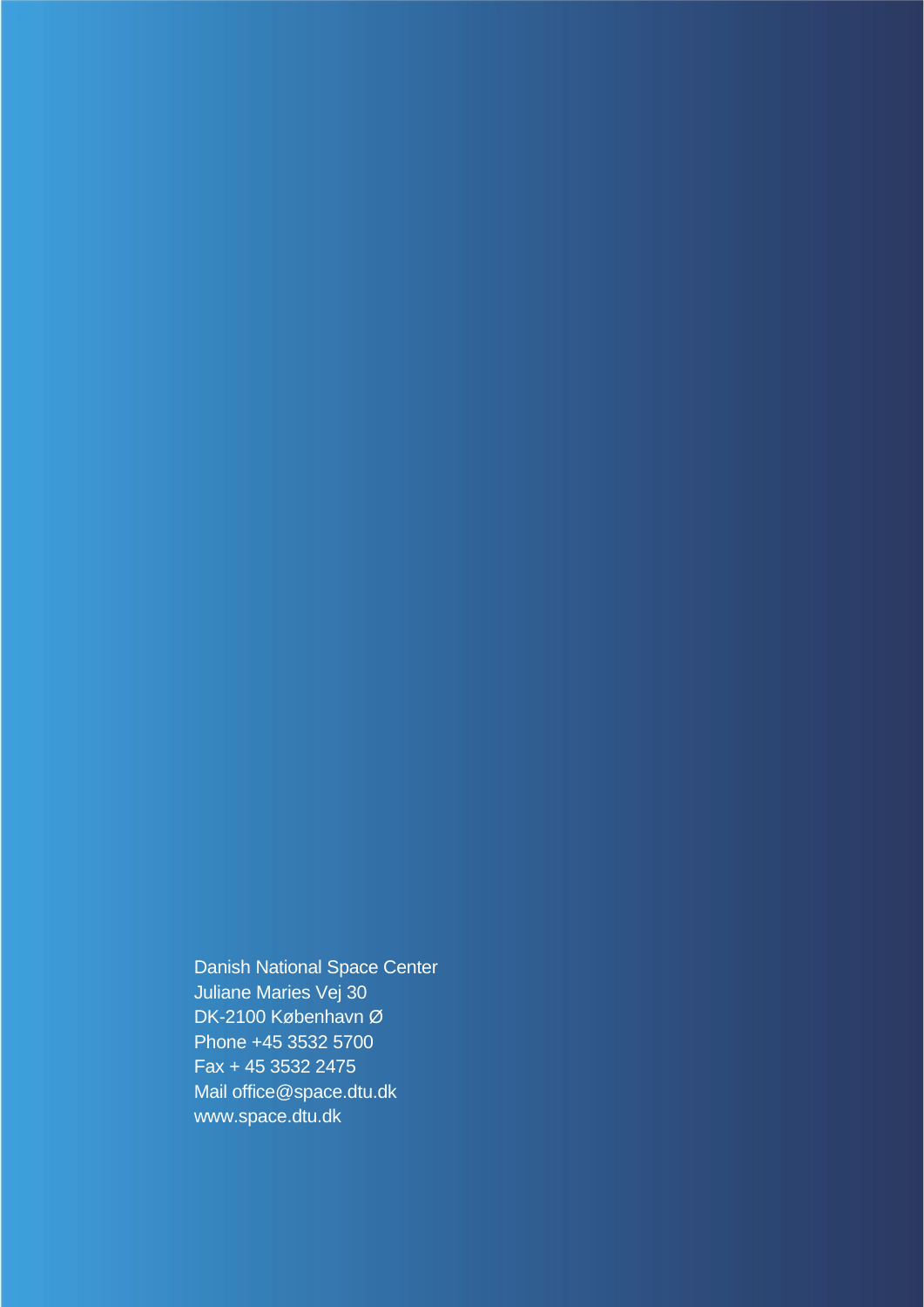Danish National Space Center
Juliane Maries Vej 30
DK-2100 København Ø
Phone +45 3532 5700
Fax + 45 3532 2475
Mail office@space.dtu.dk
www.space.dtu.dk